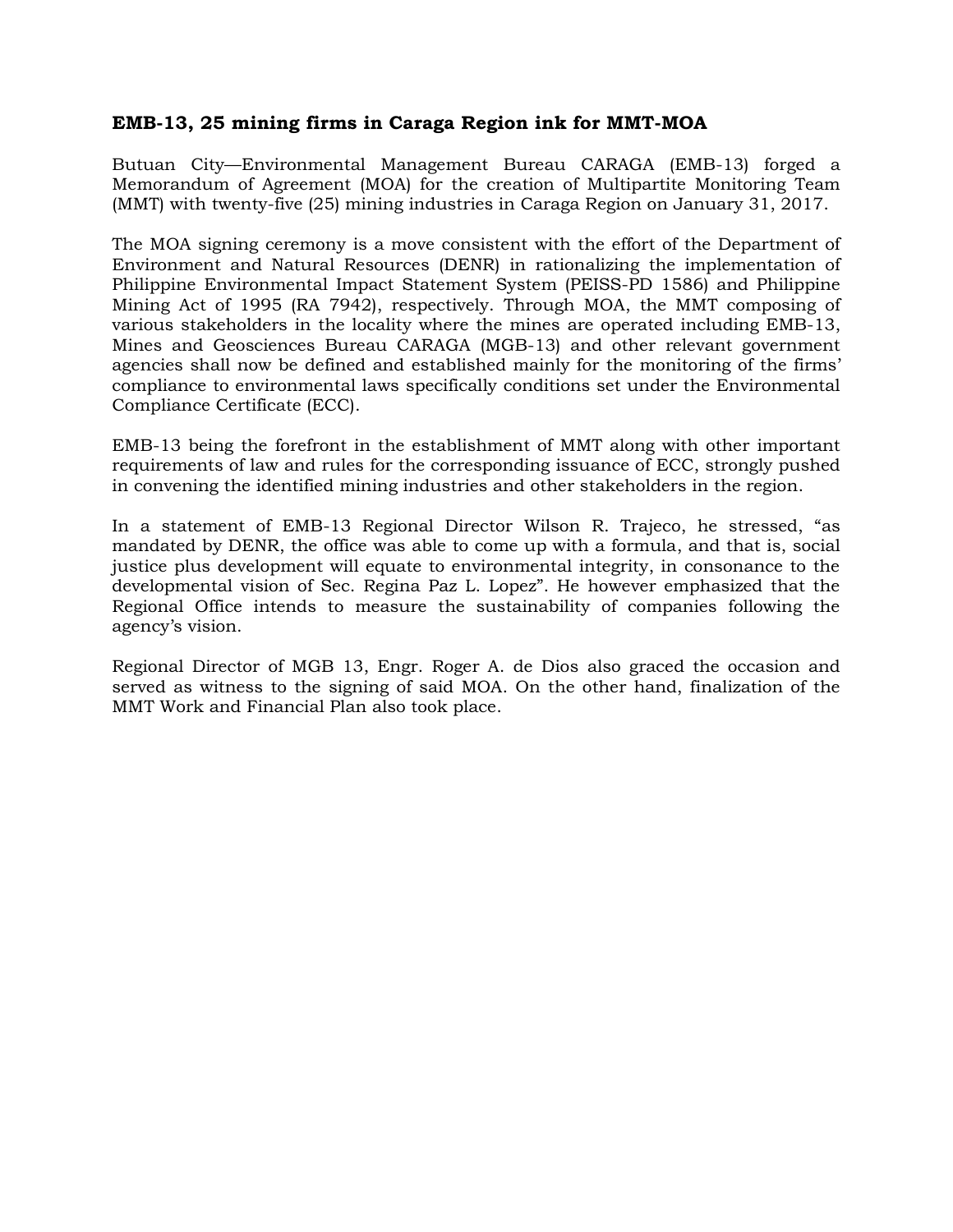**EMB-13, 25 mining firms in Caraga Region ink for MMT-MOA**

Butuan City—Environmental Management Bureau CARAGA (EMB-13) forged a Memorandum of Agreement (MOA) for the creation of Multipartite Monitoring Team (MMT) with twenty-five (25) mining industries in Caraga Region on January 31, 2017.

The MOA signing ceremony is a move consistent with the effort of the Department of Environment and Natural Resources (DENR) in rationalizing the implementation of Philippine Environmental Impact Statement System (PEISS-PD 1586) and Philippine Mining Act of 1995 (RA 7942), respectively. Through MOA, the MMT composing of various stakeholders in the locality where the mines are operated including EMB-13, Mines and Geosciences Bureau CARAGA (MGB-13) and other relevant government agencies shall now be defined and established mainly for the monitoring of the firms' compliance to environmental laws specifically conditions set under the Environmental Compliance Certificate (ECC).

EMB-13 being the forefront in the establishment of MMT along with other important requirements of law and rules for the corresponding issuance of ECC, strongly pushed in convening the identified mining industries and other stakeholders in the region.

In a statement of EMB-13 Regional Director Wilson R. Trajeco, he stressed, "as mandated by DENR, the office was able to come up with a formula, and that is, social justice plus development will equate to environmental integrity, in consonance to the developmental vision of Sec. Regina Paz L. Lopez". He however emphasized that the Regional Office intends to measure the sustainability of companies following the agency's vision.

Regional Director of MGB 13, Engr. Roger A. de Dios also graced the occasion and served as witness to the signing of said MOA. On the other hand, finalization of the MMT Work and Financial Plan also took place.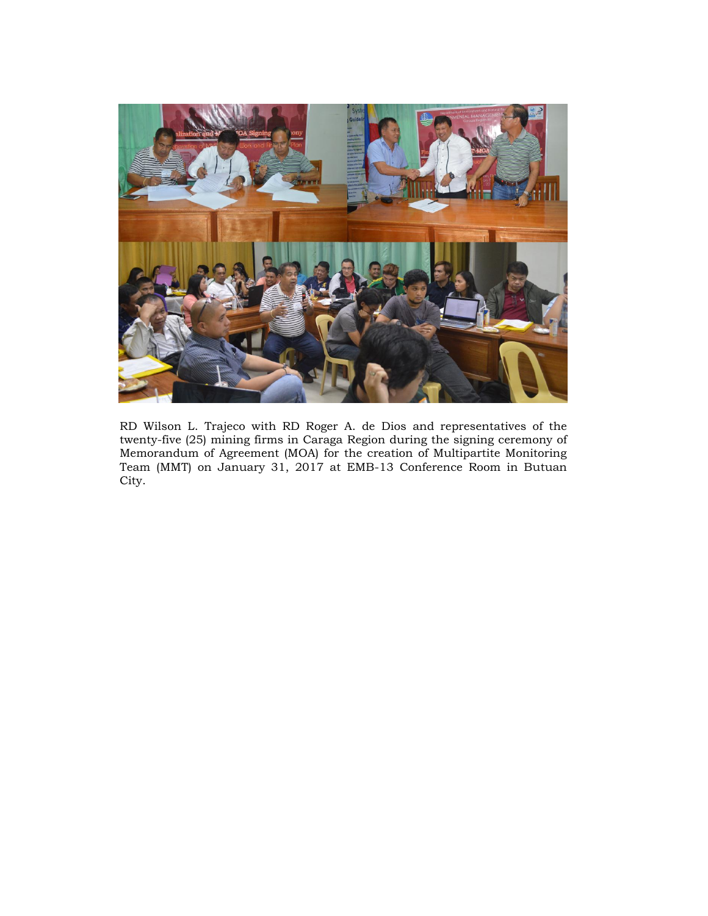RD Wilson L. Trajeco with RD Roger A. de Dios and representatives of the twenty-five (25) mining firms in Caraga Region during the signing ceremony of Memorandum of Agreement (MOA) for the creation of Multipartite Monitoring Team (MMT) on January 31, 2017 at EMB-13 Conference Room in Butuan City.